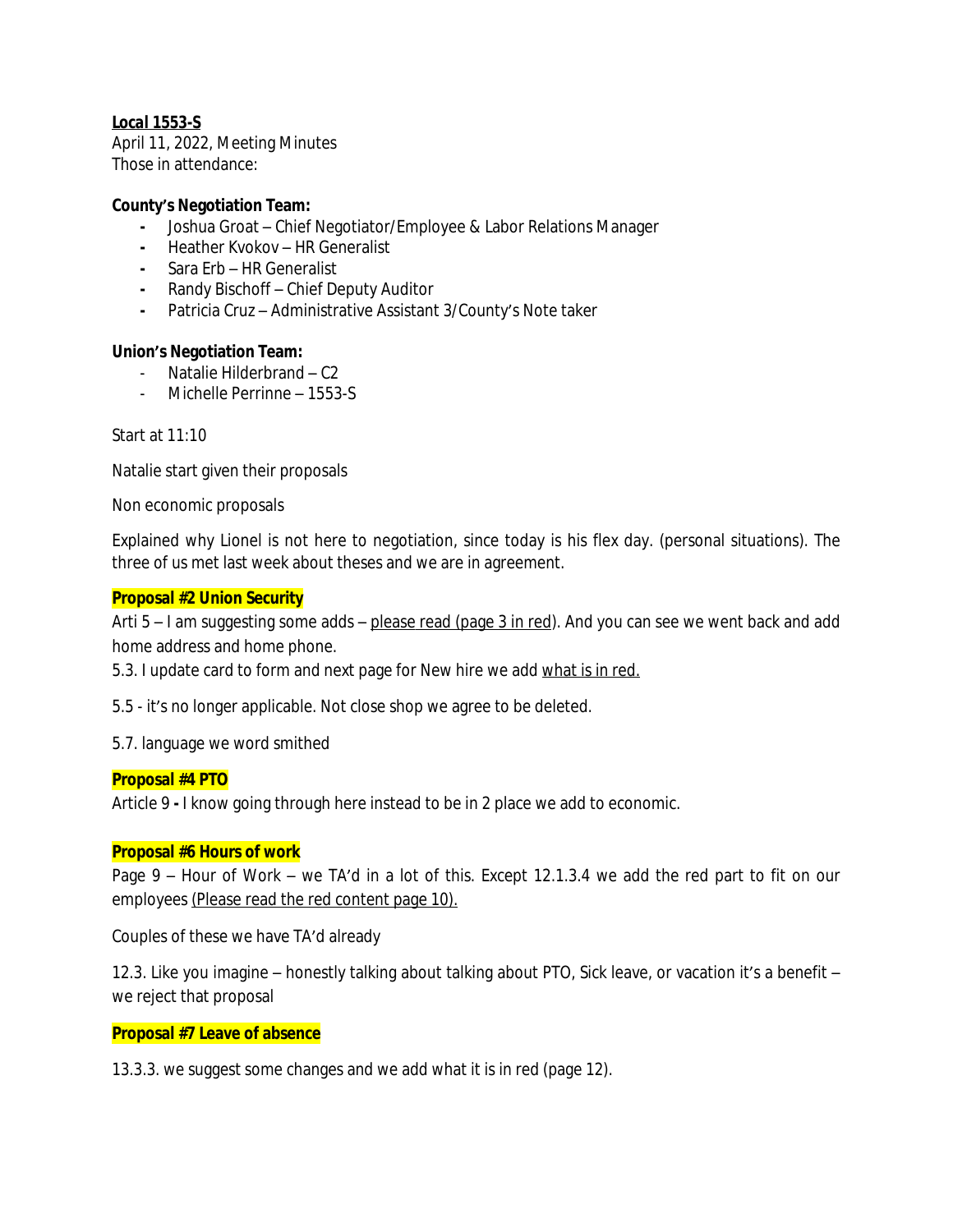**<u>Local 1553-S</u>**
April 11, 2022, Meeting Minutes
Those in attendance:

**County's Negotiation Team:**

- Joshua Groat – Chief Negotiator/Employee & Labor Relations Manager
- Heather Kvokov – HR Generalist
- Sara Erb – HR Generalist
- Randy Bischoff – Chief Deputy Auditor
- Patricia Cruz – Administrative Assistant 3/County's Note taker

**Union's Negotiation Team:**

- Natalie Hilderbrand – C2
- Michelle Perrinne – 1553-S

Start at 11:10

Natalie start given their proposals

Non economic proposals

Explained why Lionel is not here to negotiation, since today is his flex day. (personal situations). The three of us met last week about theses and we are in agreement.

**Proposal #2 Union Security**

Arti 5 – I am suggesting some adds – <u>please read (page 3 in red</u>). And you can see we went back and add home address and home phone.

5.3. I update card to form and next page for New hire we add <u>what is in red.</u>

5.5 - it's no longer applicable. Not close shop we agree to be deleted.

5.7. language we word smithed

**Proposal #4 PTO**

Article 9 **-** I know going through here instead to be in 2 place we add to economic.

**Proposal #6 Hours of work**

Page 9 – Hour of Work – we TA'd in a lot of this. Except 12.1.3.4 we add the red part to fit on our employees <u>(Please read the red content page 10).</u>

Couples of these we have TA'd already

12.3. Like you imagine – honestly talking about talking about PTO, Sick leave, or vacation it's a benefit – we reject that proposal

**Proposal #7 Leave of absence**

13.3.3. we suggest some changes and we add what it is in red (page 12).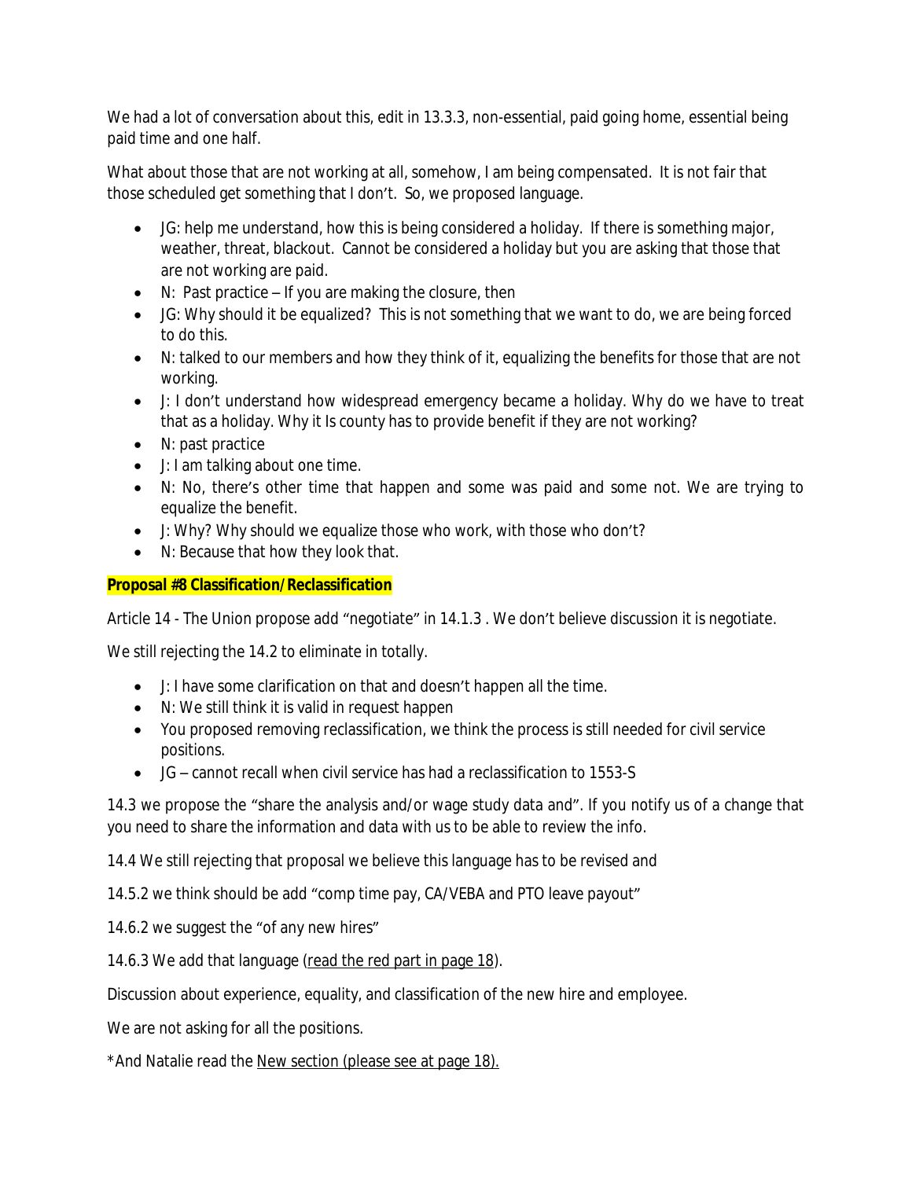We had a lot of conversation about this, edit in 13.3.3, non-essential, paid going home, essential being paid time and one half.

What about those that are not working at all, somehow, I am being compensated. It is not fair that those scheduled get something that I don't. So, we proposed language.

- JG: help me understand, how this is being considered a holiday. If there is something major, weather, threat, blackout. Cannot be considered a holiday but you are asking that those that are not working are paid.
- N: Past practice – If you are making the closure, then
- JG: Why should it be equalized? This is not something that we want to do, we are being forced to do this.
- N: talked to our members and how they think of it, equalizing the benefits for those that are not working.
- J: I don't understand how widespread emergency became a holiday. Why do we have to treat that as a holiday. Why it Is county has to provide benefit if they are not working?
- N: past practice
- J: I am talking about one time.
- N: No, there's other time that happen and some was paid and some not. We are trying to equalize the benefit.
- J: Why? Why should we equalize those who work, with those who don't?
- N: Because that how they look that.

**Proposal #8 Classification/Reclassification**

Article 14 - The Union propose add "negotiate" in 14.1.3 . We don't believe discussion it is negotiate.

We still rejecting the 14.2 to eliminate in totally.

- J: I have some clarification on that and doesn't happen all the time.
- N: We still think it is valid in request happen
- You proposed removing reclassification, we think the process is still needed for civil service positions.
- JG – cannot recall when civil service has had a reclassification to 1553-S

14.3 we propose the "share the analysis and/or wage study data and". If you notify us of a change that you need to share the information and data with us to be able to review the info.

14.4 We still rejecting that proposal we believe this language has to be revised and

14.5.2 we think should be add "comp time pay, CA/VEBA and PTO leave payout"

14.6.2 we suggest the "of any new hires"

14.6.3 We add that language (read the red part in page 18).

Discussion about experience, equality, and classification of the new hire and employee.

We are not asking for all the positions.

*And Natalie read the New section (please see at page 18).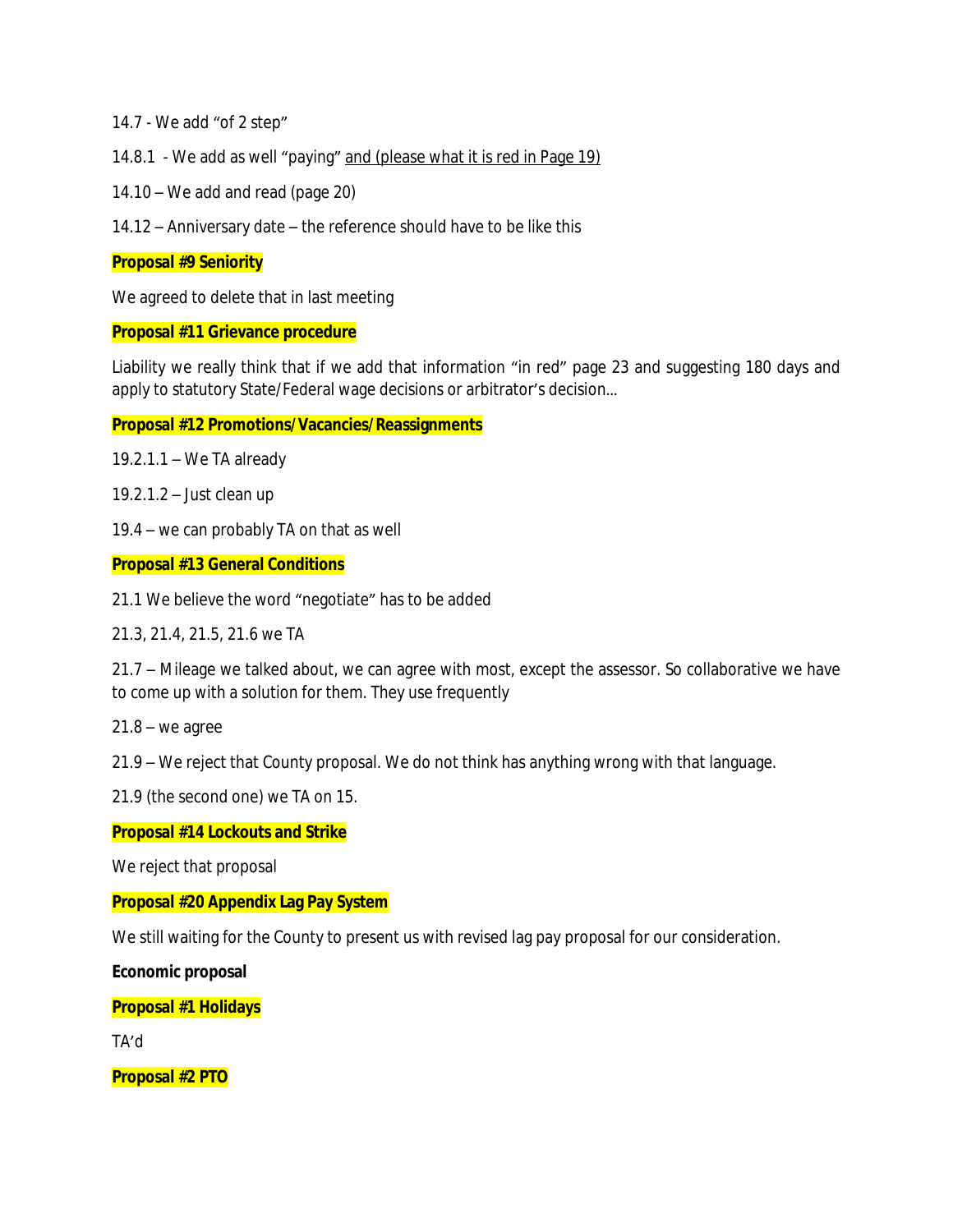14.7 - We add "of 2 step"

14.8.1 - We add as well "paying" <u>and (please what it is red in Page 19)</u>

14.10 – We add and read (page 20)

14.12 – Anniversary date – the reference should have to be like this

**Proposal #9 Seniority**

We agreed to delete that in last meeting

**Proposal #11 Grievance procedure**

Liability we really think that if we add that information "in red" page 23 and suggesting 180 days and apply to statutory State/Federal wage decisions or arbitrator's decision…

**Proposal #12 Promotions/Vacancies/Reassignments**

19.2.1.1 – We TA already

19.2.1.2 – Just clean up

19.4 – we can probably TA on that as well

**Proposal #13 General Conditions**

21.1 We believe the word "negotiate" has to be added

21.3, 21.4, 21.5, 21.6 we TA

21.7 – Mileage we talked about, we can agree with most, except the assessor. So collaborative we have to come up with a solution for them. They use frequently

21.8 – we agree

21.9 – We reject that County proposal. We do not think has anything wrong with that language.

21.9 (the second one) we TA on 15.

**Proposal #14 Lockouts and Strike**

We reject that proposal

**Proposal #20 Appendix Lag Pay System**

We still waiting for the County to present us with revised lag pay proposal for our consideration.

**Economic proposal**

**Proposal #1 Holidays**

TA'd

**Proposal #2 PTO**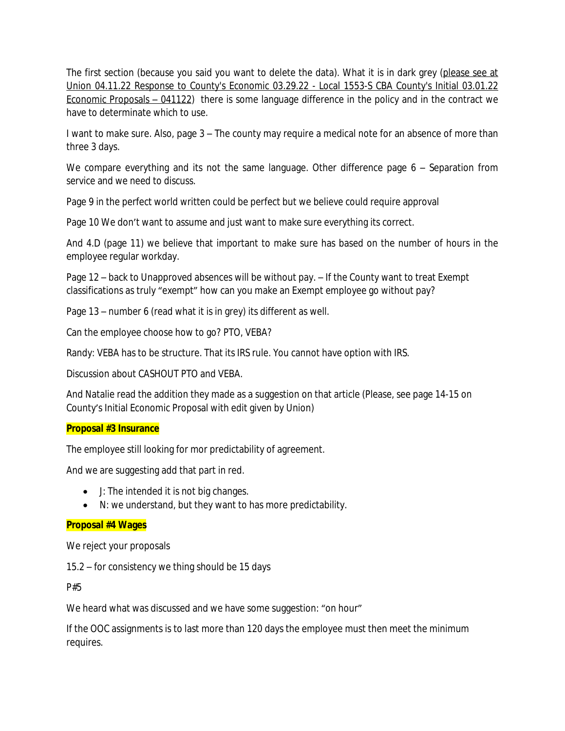The first section (because you said you want to delete the data). What it is in dark grey (please see at Union 04.11.22 Response to County's Economic 03.29.22 - Local 1553-S CBA County's Initial 03.01.22 Economic Proposals – 041122) there is some language difference in the policy and in the contract we have to determinate which to use.

I want to make sure. Also, page 3 – The county may require a medical note for an absence of more than three 3 days.

We compare everything and its not the same language. Other difference page 6 – Separation from service and we need to discuss.

Page 9 in the perfect world written could be perfect but we believe could require approval

Page 10 We don't want to assume and just want to make sure everything its correct.

And 4.D (page 11) we believe that important to make sure has based on the number of hours in the employee regular workday.

Page 12 – back to Unapproved absences will be without pay. – If the County want to treat Exempt classifications as truly "exempt" how can you make an Exempt employee go without pay?

Page 13 – number 6 (read what it is in grey) its different as well.

Can the employee choose how to go? PTO, VEBA?

Randy: VEBA has to be structure. That its IRS rule. You cannot have option with IRS.

Discussion about CASHOUT PTO and VEBA.

And Natalie read the addition they made as a suggestion on that article (Please, see page 14-15 on County's Initial Economic Proposal with edit given by Union)

**Proposal #3 Insurance**

The employee still looking for mor predictability of agreement.

And we are suggesting add that part in red.

- J: The intended it is not big changes.
- N: we understand, but they want to has more predictability.

**Proposal #4 Wages**

We reject your proposals

15.2 – for consistency we thing should be 15 days

P#5

We heard what was discussed and we have some suggestion: "on hour"

If the OOC assignments is to last more than 120 days the employee must then meet the minimum requires.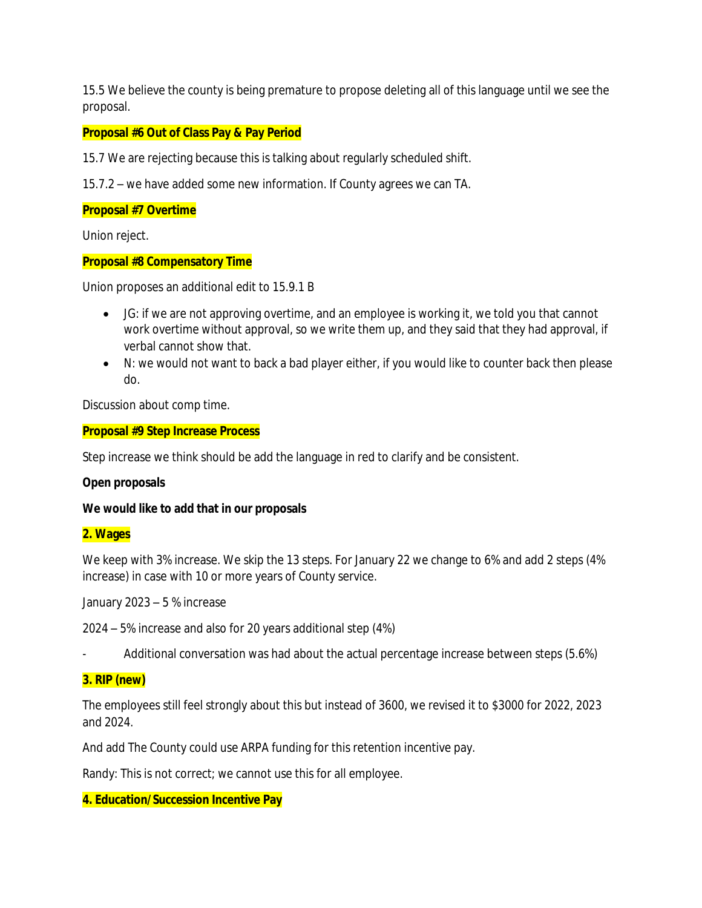15.5 We believe the county is being premature to propose deleting all of this language until we see the proposal.

**Proposal #6 Out of Class Pay & Pay Period**

15.7 We are rejecting because this is talking about regularly scheduled shift.

15.7.2 – we have added some new information. If County agrees we can TA.

**Proposal #7 Overtime**

Union reject.

**Proposal #8 Compensatory Time**

Union proposes an additional edit to 15.9.1 B

- JG: if we are not approving overtime, and an employee is working it, we told you that cannot work overtime without approval, so we write them up, and they said that they had approval, if verbal cannot show that.
- N: we would not want to back a bad player either, if you would like to counter back then please do.

Discussion about comp time.

**Proposal #9 Step Increase Process**

Step increase we think should be add the language in red to clarify and be consistent.

**Open proposals**

**We would like to add that in our proposals**

**2. Wages**

We keep with 3% increase. We skip the 13 steps. For January 22 we change to 6% and add 2 steps (4% increase) in case with 10 or more years of County service.

January 2023 – 5 % increase

2024 – 5% increase and also for 20 years additional step (4%)

- Additional conversation was had about the actual percentage increase between steps (5.6%)

**3. RIP (new)**

The employees still feel strongly about this but instead of 3600, we revised it to $3000 for 2022, 2023 and 2024.

And add The County could use ARPA funding for this retention incentive pay.

Randy: This is not correct; we cannot use this for all employee.

**4. Education/Succession Incentive Pay**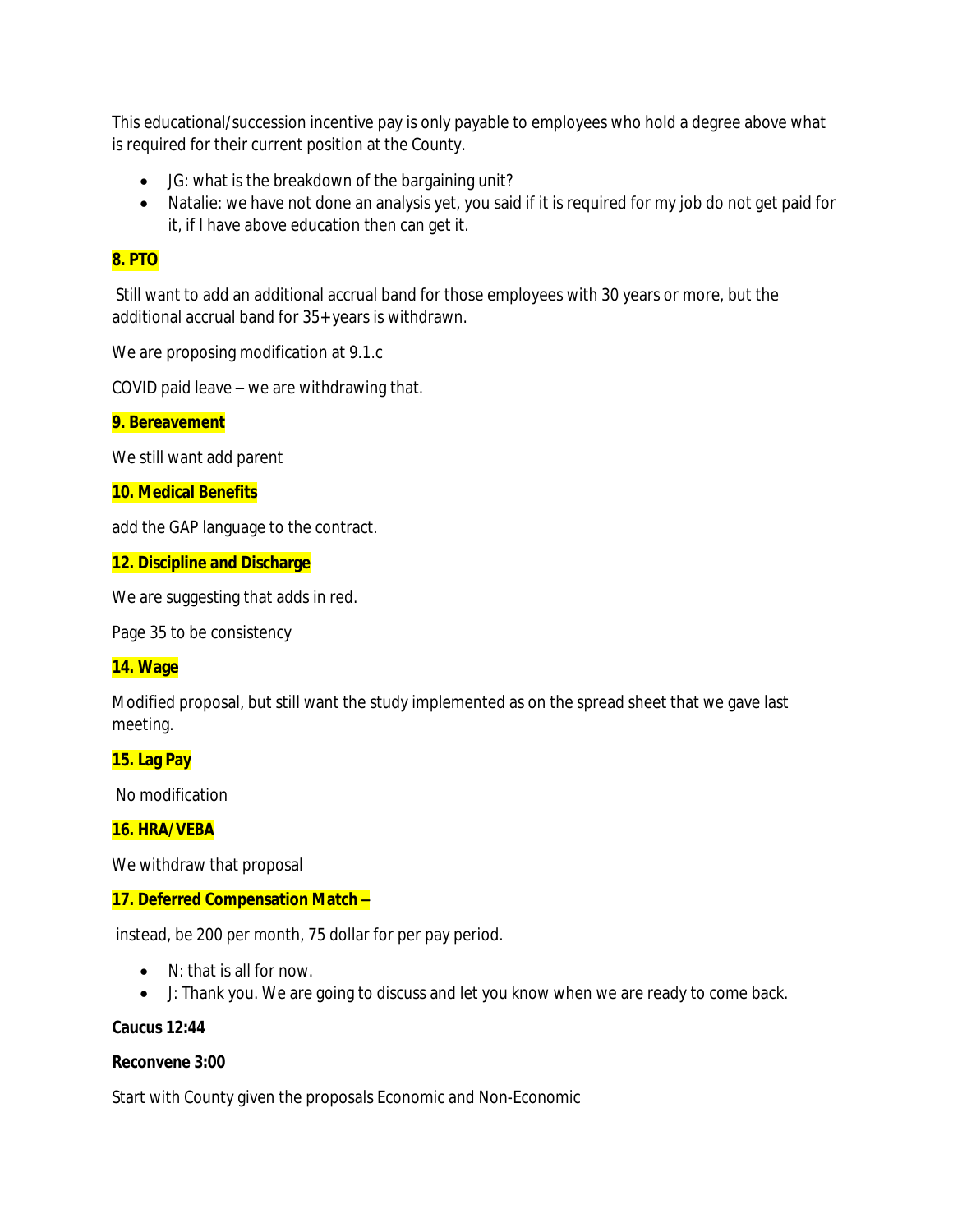This educational/succession incentive pay is only payable to employees who hold a degree above what is required for their current position at the County.

- JG: what is the breakdown of the bargaining unit?
- Natalie: we have not done an analysis yet, you said if it is required for my job do not get paid for it, if I have above education then can get it.

**8. PTO**

Still want to add an additional accrual band for those employees with 30 years or more, but the additional accrual band for 35+ years is withdrawn.

We are proposing modification at 9.1.c

COVID paid leave – we are withdrawing that.

**9. Bereavement**

We still want add parent

**10. Medical Benefits**

add the GAP language to the contract.

**12. Discipline and Discharge**

We are suggesting that adds in red.

Page 35 to be consistency

**14. Wage**

Modified proposal, but still want the study implemented as on the spread sheet that we gave last meeting.

**15. Lag Pay**

No modification

**16. HRA/VEBA**

We withdraw that proposal

**17. Deferred Compensation Match –**

instead, be 200 per month, 75 dollar for per pay period.

- N: that is all for now.
- J: Thank you. We are going to discuss and let you know when we are ready to come back.

**Caucus 12:44**

**Reconvene 3:00**

Start with County given the proposals Economic and Non-Economic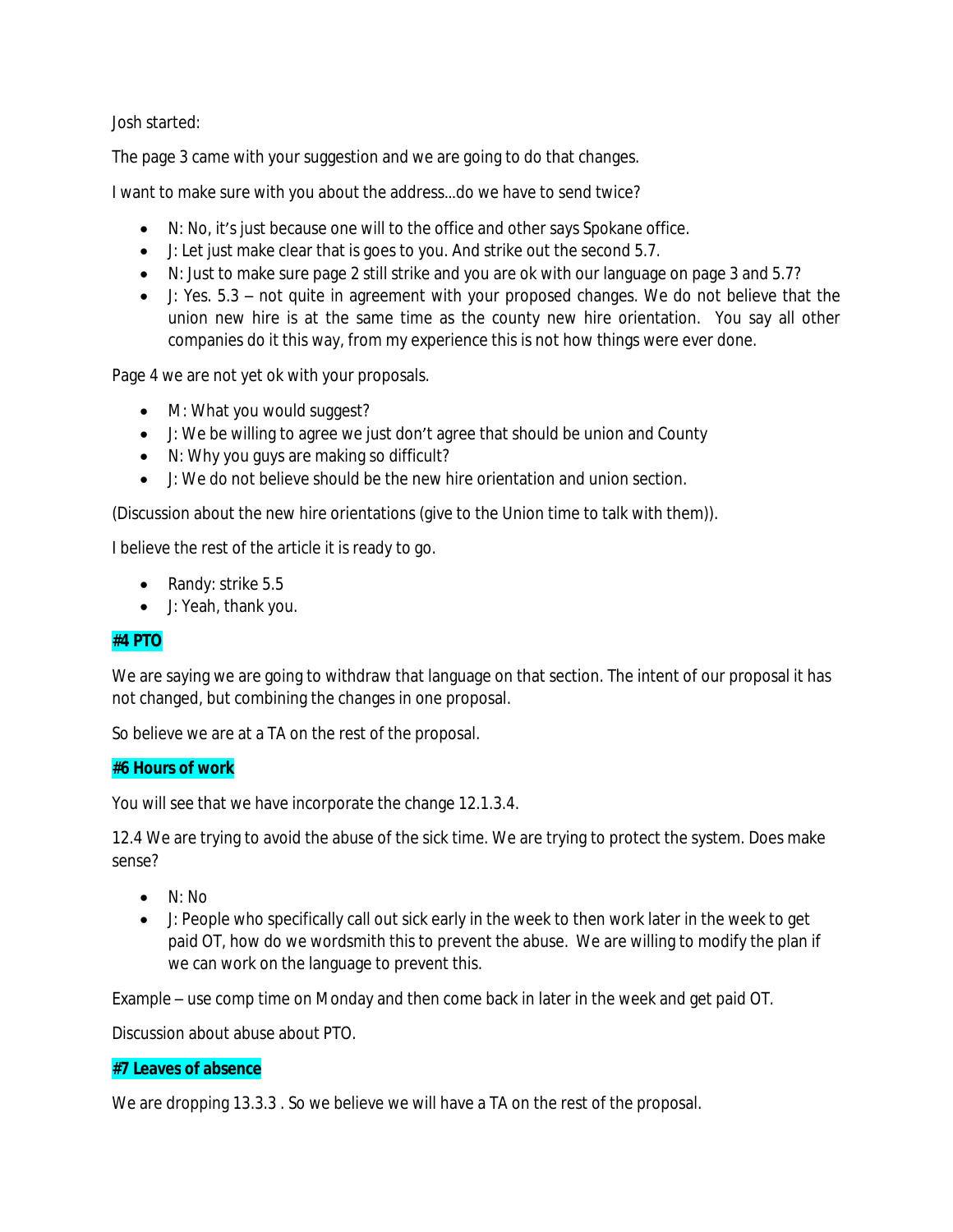Josh started:

The page 3 came with your suggestion and we are going to do that changes.

I want to make sure with you about the address…do we have to send twice?

- N: No, it's just because one will to the office and other says Spokane office.
- J: Let just make clear that is goes to you. And strike out the second 5.7.
- N: Just to make sure page 2 still strike and you are ok with our language on page 3 and 5.7?
- J: Yes. 5.3 – not quite in agreement with your proposed changes. We do not believe that the union new hire is at the same time as the county new hire orientation. You say all other companies do it this way, from my experience this is not how things were ever done.

Page 4 we are not yet ok with your proposals.

- M: What you would suggest?
- J: We be willing to agree we just don't agree that should be union and County
- N: Why you guys are making so difficult?
- J: We do not believe should be the new hire orientation and union section.

(Discussion about the new hire orientations (give to the Union time to talk with them)).

I believe the rest of the article it is ready to go.

- Randy: strike 5.5
- J: Yeah, thank you.

**#4 PTO**

We are saying we are going to withdraw that language on that section. The intent of our proposal it has not changed, but combining the changes in one proposal.

So believe we are at a TA on the rest of the proposal.

**#6 Hours of work**

You will see that we have incorporate the change 12.1.3.4.

12.4 We are trying to avoid the abuse of the sick time. We are trying to protect the system. Does make sense?

- N: No
- J: People who specifically call out sick early in the week to then work later in the week to get paid OT, how do we wordsmith this to prevent the abuse. We are willing to modify the plan if we can work on the language to prevent this.

Example – use comp time on Monday and then come back in later in the week and get paid OT.

Discussion about abuse about PTO.

**#7 Leaves of absence**

We are dropping 13.3.3 . So we believe we will have a TA on the rest of the proposal.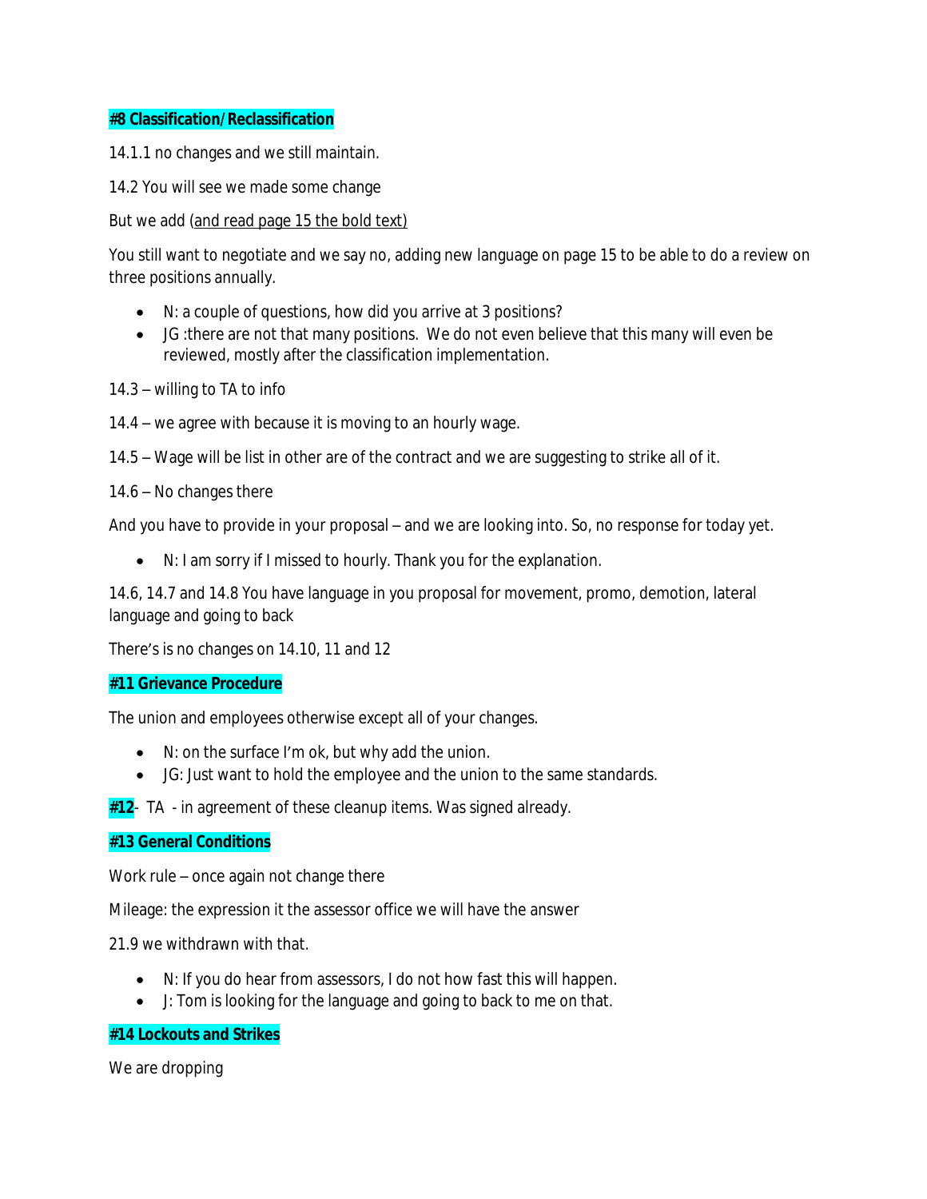**#8 Classification/Reclassification**

14.1.1 no changes and we still maintain.

14.2 You will see we made some change

But we add (and read page 15 the bold text)

You still want to negotiate and we say no, adding new language on page 15 to be able to do a review on three positions annually.

- N: a couple of questions, how did you arrive at 3 positions?
- JG :there are not that many positions. We do not even believe that this many will even be reviewed, mostly after the classification implementation.

14.3 – willing to TA to info

14.4 – we agree with because it is moving to an hourly wage.

14.5 – Wage will be list in other are of the contract and we are suggesting to strike all of it.

14.6 – No changes there

And you have to provide in your proposal – and we are looking into. So, no response for today yet.

- N: I am sorry if I missed to hourly. Thank you for the explanation.

14.6, 14.7 and 14.8 You have language in you proposal for movement, promo, demotion, lateral language and going to back

There's is no changes on 14.10, 11 and 12

**#11 Grievance Procedure**

The union and employees otherwise except all of your changes.

- N: on the surface I'm ok, but why add the union.
- JG: Just want to hold the employee and the union to the same standards.

**#12**- TA - in agreement of these cleanup items. Was signed already.

**#13 General Conditions**

Work rule – once again not change there

Mileage: the expression it the assessor office we will have the answer

21.9 we withdrawn with that.

- N: If you do hear from assessors, I do not how fast this will happen.
- J: Tom is looking for the language and going to back to me on that.

**#14 Lockouts and Strikes**

We are dropping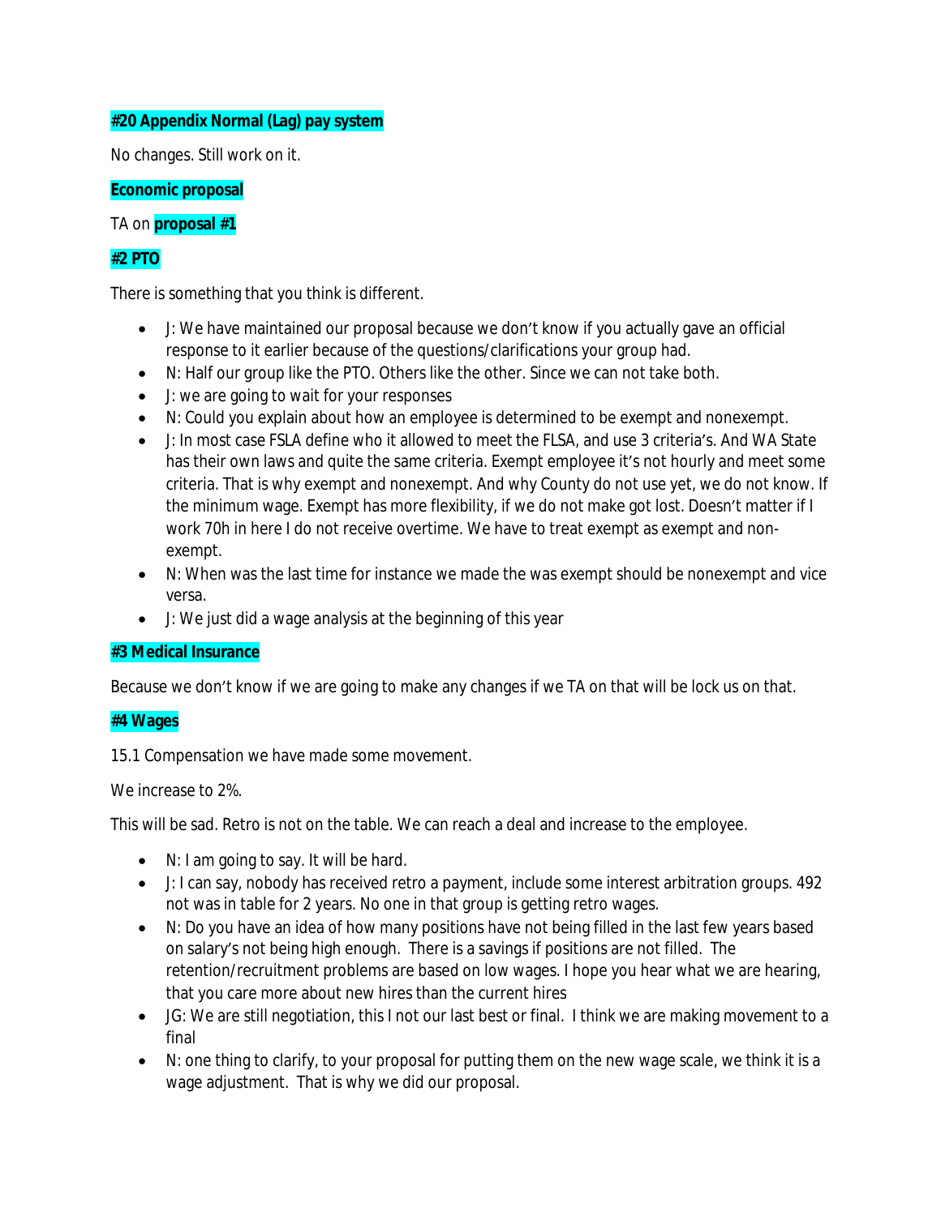**#20 Appendix Normal (Lag) pay system**

No changes. Still work on it.

**Economic proposal**

TA on **proposal #1**

**#2 PTO**

There is something that you think is different.

- J: We have maintained our proposal because we don't know if you actually gave an official response to it earlier because of the questions/clarifications your group had.
- N: Half our group like the PTO. Others like the other. Since we can not take both.
- J: we are going to wait for your responses
- N: Could you explain about how an employee is determined to be exempt and nonexempt.
- J: In most case FSLA define who it allowed to meet the FLSA, and use 3 criteria's. And WA State has their own laws and quite the same criteria. Exempt employee it's not hourly and meet some criteria. That is why exempt and nonexempt. And why County do not use yet, we do not know. If the minimum wage. Exempt has more flexibility, if we do not make got lost. Doesn't matter if I work 70h in here I do not receive overtime. We have to treat exempt as exempt and non-exempt.
- N: When was the last time for instance we made the was exempt should be nonexempt and vice versa.
- J: We just did a wage analysis at the beginning of this year

**#3 Medical Insurance**

Because we don't know if we are going to make any changes if we TA on that will be lock us on that.

**#4 Wages**

15.1 Compensation we have made some movement.

We increase to 2%.

This will be sad. Retro is not on the table. We can reach a deal and increase to the employee.

- N: I am going to say. It will be hard.
- J: I can say, nobody has received retro a payment, include some interest arbitration groups. 492 not was in table for 2 years. No one in that group is getting retro wages.
- N: Do you have an idea of how many positions have not being filled in the last few years based on salary's not being high enough. There is a savings if positions are not filled. The retention/recruitment problems are based on low wages. I hope you hear what we are hearing, that you care more about new hires than the current hires
- JG: We are still negotiation, this I not our last best or final. I think we are making movement to a final
- N: one thing to clarify, to your proposal for putting them on the new wage scale, we think it is a wage adjustment. That is why we did our proposal.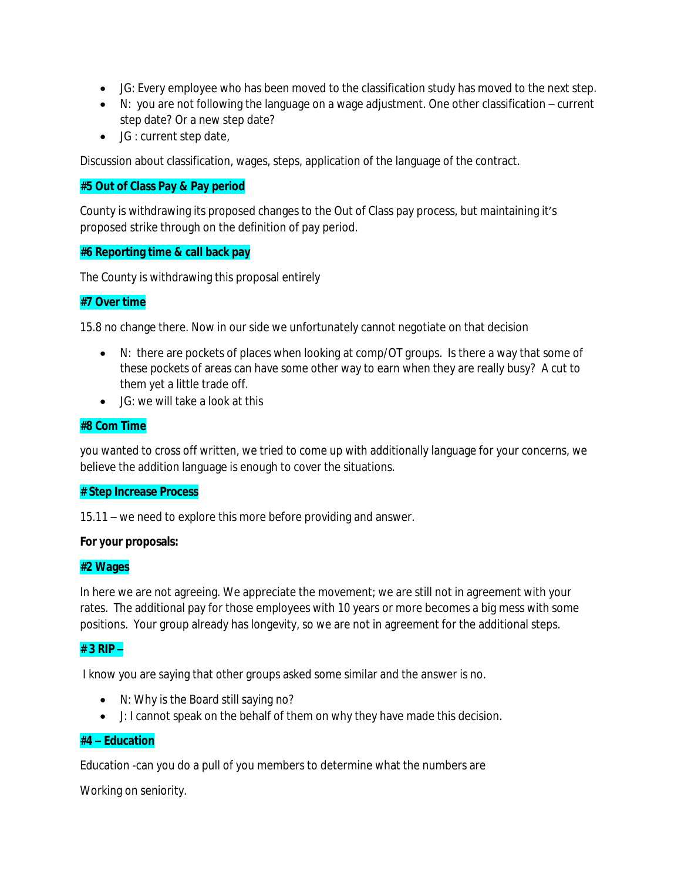- JG: Every employee who has been moved to the classification study has moved to the next step.
- N: you are not following the language on a wage adjustment. One other classification – current step date? Or a new step date?
- JG : current step date,

Discussion about classification, wages, steps, application of the language of the contract.

**#5 Out of Class Pay & Pay period**

County is withdrawing its proposed changes to the Out of Class pay process, but maintaining it's proposed strike through on the definition of pay period.

**#6 Reporting time & call back pay**

The County is withdrawing this proposal entirely

**#7 Over time**

15.8 no change there. Now in our side we unfortunately cannot negotiate on that decision

- N: there are pockets of places when looking at comp/OT groups. Is there a way that some of these pockets of areas can have some other way to earn when they are really busy? A cut to them yet a little trade off.
- JG: we will take a look at this

**#8 Com Time**

you wanted to cross off written, we tried to come up with additionally language for your concerns, we believe the addition language is enough to cover the situations.

**# Step Increase Process**

15.11 – we need to explore this more before providing and answer.

**For your proposals:**

**#2 Wages**

In here we are not agreeing. We appreciate the movement; we are still not in agreement with your rates. The additional pay for those employees with 10 years or more becomes a big mess with some positions. Your group already has longevity, so we are not in agreement for the additional steps.

**# 3 RIP –**

I know you are saying that other groups asked some similar and the answer is no.

- N: Why is the Board still saying no?
- J: I cannot speak on the behalf of them on why they have made this decision.

**#4 – Education**

Education -can you do a pull of you members to determine what the numbers are

Working on seniority.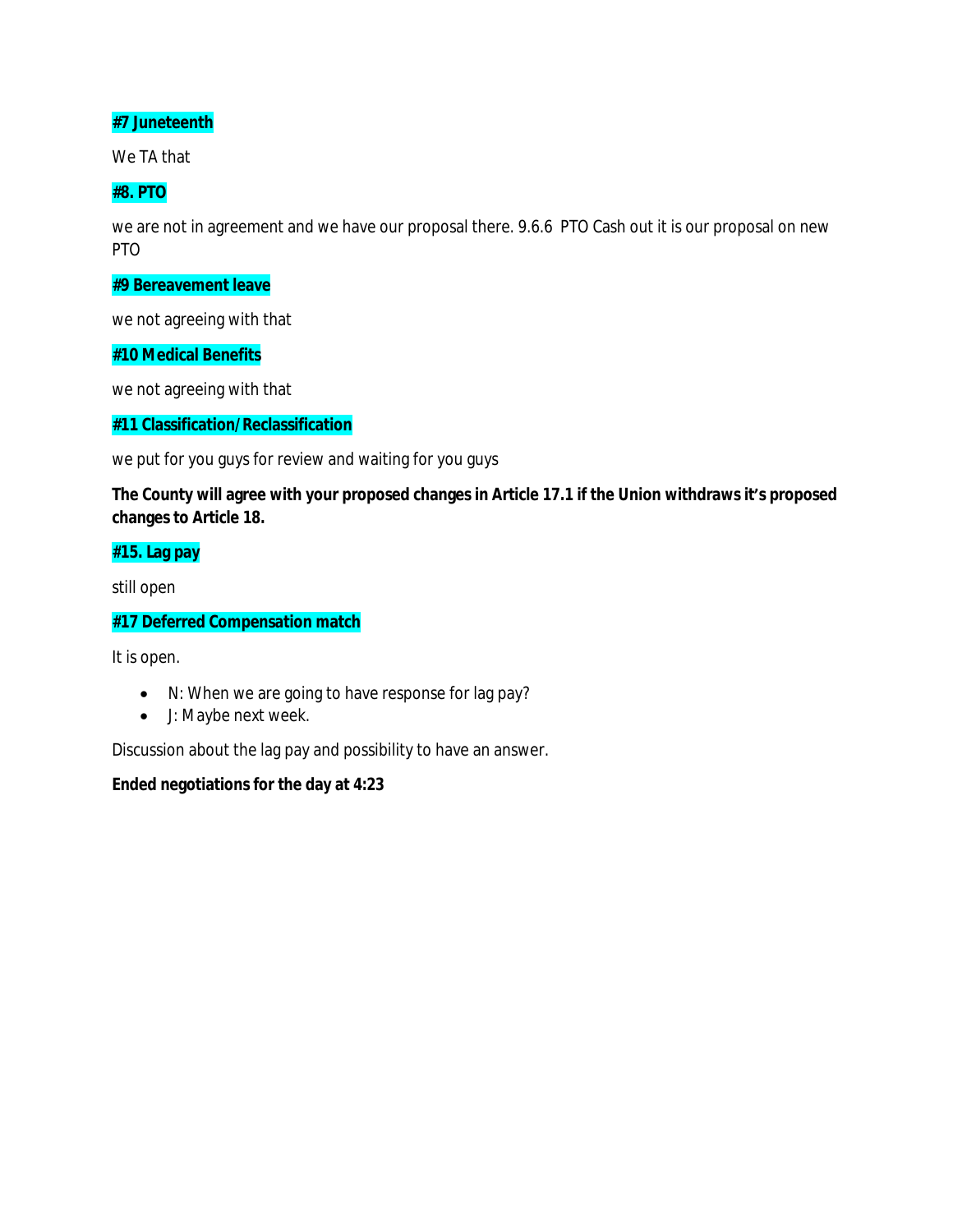**#7 Juneteenth**

We TA that

**#8. PTO**

we are not in agreement and we have our proposal there. 9.6.6 PTO Cash out it is our proposal on new PTO

**#9 Bereavement leave**

we not agreeing with that

**#10 Medical Benefits**

we not agreeing with that

**#11 Classification/Reclassification**

we put for you guys for review and waiting for you guys

**The County will agree with your proposed changes in Article 17.1 if the Union withdraws it's proposed changes to Article 18.**

**#15. Lag pay**

still open

**#17 Deferred Compensation match**

It is open.

- N: When we are going to have response for lag pay?
- J: Maybe next week.

Discussion about the lag pay and possibility to have an answer.

**Ended negotiations for the day at 4:23**